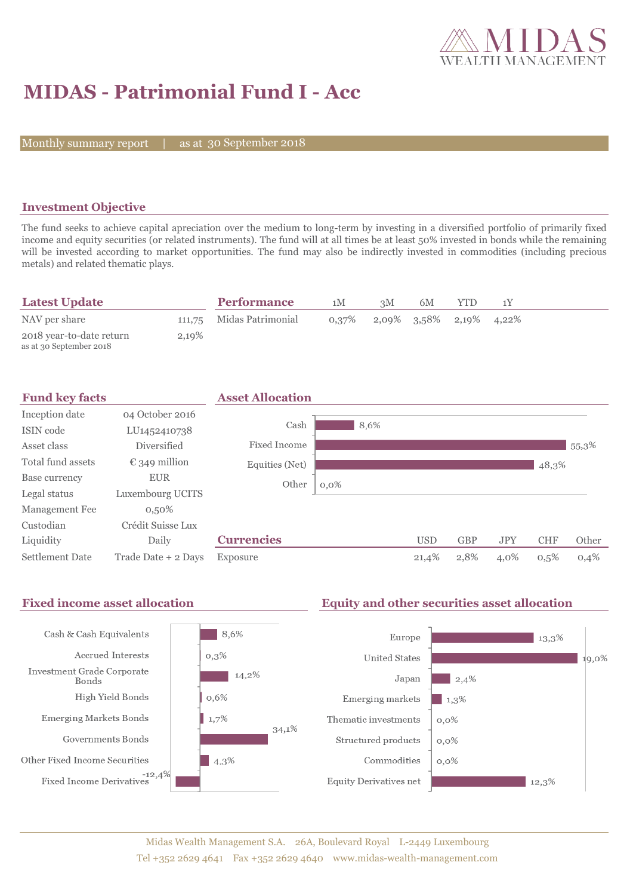MIDAS WEALTH MANAGEMENT

# MIDAS - Patrimonial Fund I - Acc

Monthly summary report | as at 30 September 2018

## Investment Objective

The fund seeks to achieve capital apreciation over the medium to long-term by investing in a diversified portfolio of primarily fixed income and equity securities (or related instruments). The fund will at all times be at least 50% invested in bonds while the remaining will be invested according to market opportunities. The fund may also be indirectly invested in commodities (including precious metals) and related thematic plays.

## Latest Update

| | |
|---|---|
| NAV per share | 111,75 |
| 2018 year-to-date return<br>as at 30 September 2018 | 2,19% |

## Performance

| | 1M | 3M | 6M | YTD | 1Y |
|---|---|---|---|---|---|
| Midas Patrimonial | 0,37% | 2,09% | 3,58% | 2,19% | 4,22% |

## Fund key facts

| | |
|---|---|
| Inception date | 04 October 2016 |
| ISIN code | LU1452410738 |
| Asset class | Diversified |
| Total fund assets | € 349 million |
| Base currency | EUR |
| Legal status | Luxembourg UCITS |
| Management Fee | 0,50% |
| Custodian | Crédit Suisse Lux |
| Liquidity | Daily |
| Settlement Date | Trade Date + 2 Days |

## Asset Allocation

| | |
|---|---|
| Cash | 8,6% |
| Fixed Income | 55,3% |
| Equities (Net) | 48,3% |
| Other | 0,0% |

## Currencies

| | USD | GBP | JPY | CHF | Other |
|---|---|---|---|---|---|
| Exposure | 21,4% | 2,8% | 4,0% | 0,5% | 0,4% |

## Fixed income asset allocation

| | |
|---|---|
| Cash & Cash Equivalents | 8,6% |
| Accrued Interests | 0,3% |
| Investment Grade Corporate Bonds | 14,2% |
| High Yield Bonds | 0,6% |
| Emerging Markets Bonds | 1,7% |
| Governments Bonds | 34,1% |
| Other Fixed Income Securities | 4,3% |
| Fixed Income Derivatives | -12,4% |

## Equity and other securities asset allocation

| | |
|---|---|
| Europe | 13,3% |
| United States | 19,0% |
| Japan | 2,4% |
| Emerging markets | 1,3% |
| Thematic investments | 0,0% |
| Structured products | 0,0% |
| Commodities | 0,0% |
| Equity Derivatives net | 12,3% |

Midas Wealth Management S.A. 26A, Boulevard Royal L-2449 Luxembourg
Tel +352 2629 4641 Fax +352 2629 4640 www.midas-wealth-management.com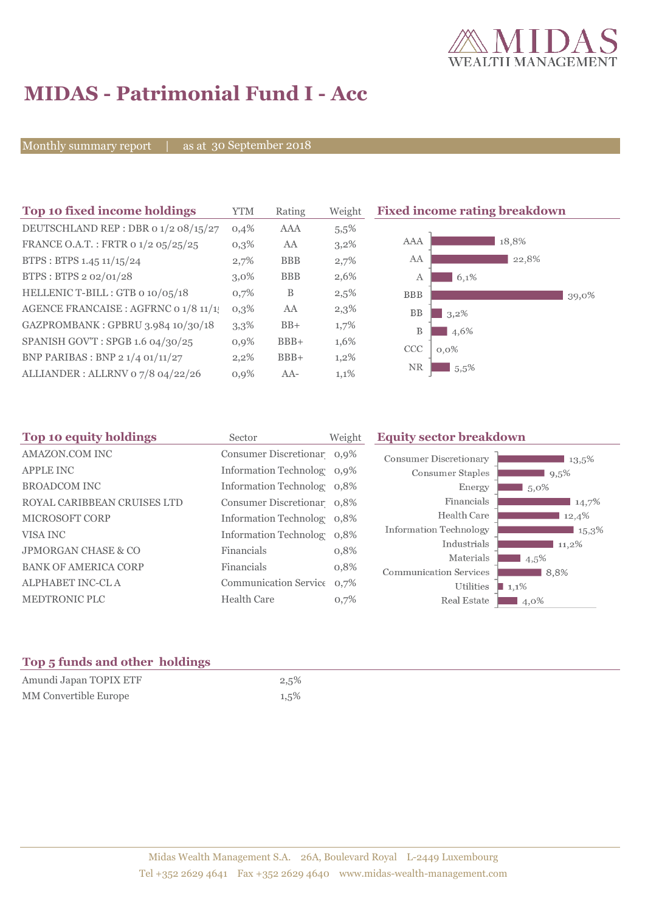# MIDAS - Patrimonial Fund I - Acc

Monthly summary report | as at 30 September 2018

## Top 10 fixed income holdings

| Top 10 fixed income holdings | YTM | Rating | Weight |
|---|---|---|---|
| DEUTSCHLAND REP : DBR 0 1/2 08/15/27 | 0,4% | AAA | 5,5% |
| FRANCE O.A.T. : FRTR 0 1/2 05/25/25 | 0,3% | AA | 3,2% |
| BTPS : BTPS 1.45 11/15/24 | 2,7% | BBB | 2,7% |
| BTPS : BTPS 2 02/01/28 | 3,0% | BBB | 2,6% |
| HELLENIC T-BILL : GTB 0 10/05/18 | 0,7% | B | 2,5% |
| AGENCE FRANCAISE : AGFRNC 0 1/8 11/1 | 0,3% | AA | 2,3% |
| GAZPROMBANK : GPBRU 3.984 10/30/18 | 3,3% | BB+ | 1,7% |
| SPANISH GOV'T : SPGB 1.6 04/30/25 | 0,9% | BBB+ | 1,6% |
| BNP PARIBAS : BNP 2 1/4 01/11/27 | 2,2% | BBB+ | 1,2% |
| ALLIANDER : ALLRNV 0 7/8 04/22/26 | 0,9% | AA- | 1,1% |

## Fixed income rating breakdown

| Rating | Weight |
|---|---|
| AAA | 18,8% |
| AA | 22,8% |
| A | 6,1% |
| BBB | 39,0% |
| BB | 3,2% |
| B | 4,6% |
| CCC | 0,0% |
| NR | 5,5% |

## Top 10 equity holdings

| Top 10 equity holdings | Sector | Weight |
|---|---|---|
| AMAZON.COM INC | Consumer Discretionar | 0,9% |
| APPLE INC | Information Technolog | 0,9% |
| BROADCOM INC | Information Technolog | 0,8% |
| ROYAL CARIBBEAN CRUISES LTD | Consumer Discretionar | 0,8% |
| MICROSOFT CORP | Information Technolog | 0,8% |
| VISA INC | Information Technolog | 0,8% |
| JPMORGAN CHASE & CO | Financials | 0,8% |
| BANK OF AMERICA CORP | Financials | 0,8% |
| ALPHABET INC-CL A | Communication Service | 0,7% |
| MEDTRONIC PLC | Health Care | 0,7% |

## Equity sector breakdown

| Sector | Weight |
|---|---|
| Consumer Discretionary | 13,5% |
| Consumer Staples | 9,5% |
| Energy | 5,0% |
| Financials | 14,7% |
| Health Care | 12,4% |
| Information Technology | 15,3% |
| Industrials | 11,2% |
| Materials | 4,5% |
| Communication Services | 8,8% |
| Utilities | 1,1% |
| Real Estate | 4,0% |

## Top 5 funds and other holdings

| Top 5 funds and other holdings | Weight |
|---|---|
| Amundi Japan TOPIX ETF | 2,5% |
| MM Convertible Europe | 1,5% |

Midas Wealth Management S.A. 26A, Boulevard Royal L-2449 Luxembourg
Tel +352 2629 4641 Fax +352 2629 4640 www.midas-wealth-management.com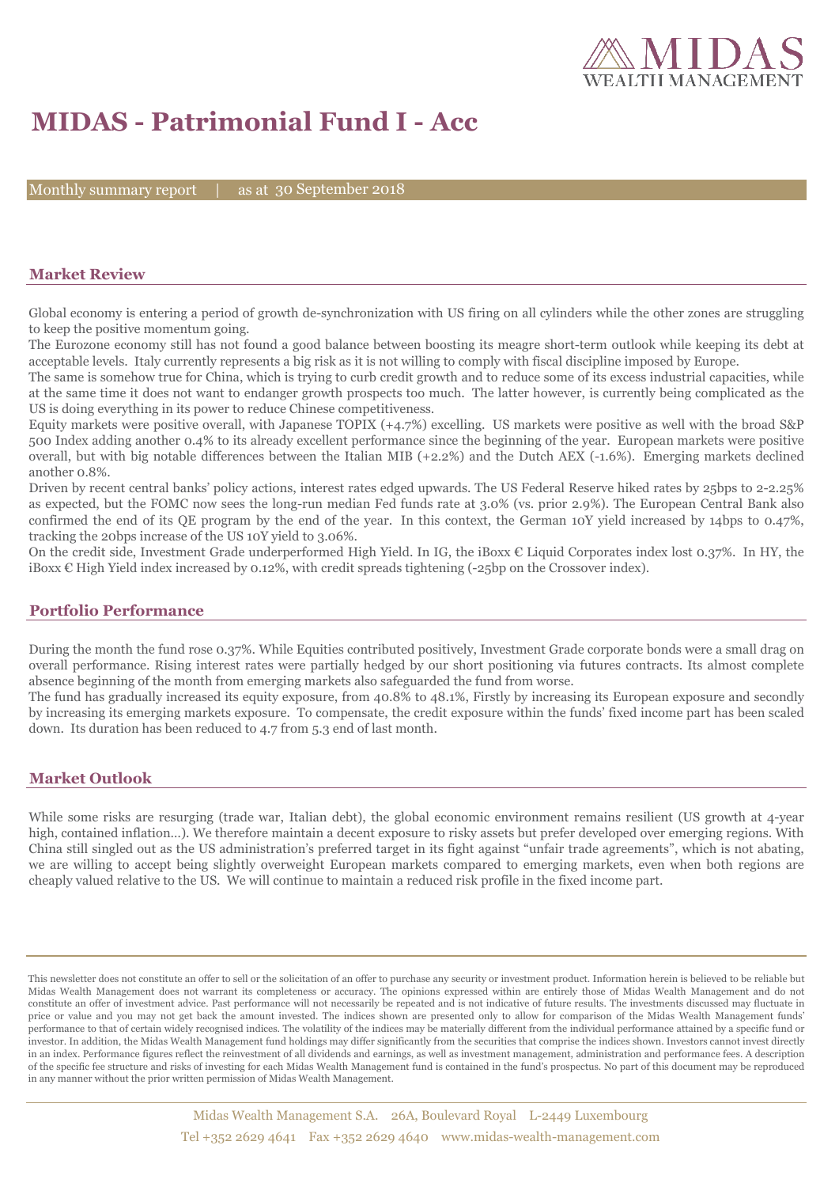# MIDAS - Patrimonial Fund I - Acc

Monthly summary report | as at 30 September 2018

## Market Review

Global economy is entering a period of growth de-synchronization with US firing on all cylinders while the other zones are struggling to keep the positive momentum going.
The Eurozone economy still has not found a good balance between boosting its meagre short-term outlook while keeping its debt at acceptable levels. Italy currently represents a big risk as it is not willing to comply with fiscal discipline imposed by Europe.
The same is somehow true for China, which is trying to curb credit growth and to reduce some of its excess industrial capacities, while at the same time it does not want to endanger growth prospects too much. The latter however, is currently being complicated as the US is doing everything in its power to reduce Chinese competitiveness.
Equity markets were positive overall, with Japanese TOPIX (+4.7%) excelling. US markets were positive as well with the broad S&P 500 Index adding another 0.4% to its already excellent performance since the beginning of the year. European markets were positive overall, but with big notable differences between the Italian MIB (+2.2%) and the Dutch AEX (-1.6%). Emerging markets declined another 0.8%.
Driven by recent central banks' policy actions, interest rates edged upwards. The US Federal Reserve hiked rates by 25bps to 2-2.25% as expected, but the FOMC now sees the long-run median Fed funds rate at 3.0% (vs. prior 2.9%). The European Central Bank also confirmed the end of its QE program by the end of the year. In this context, the German 10Y yield increased by 14bps to 0.47%, tracking the 20bps increase of the US 10Y yield to 3.06%.
On the credit side, Investment Grade underperformed High Yield. In IG, the iBoxx € Liquid Corporates index lost 0.37%. In HY, the iBoxx € High Yield index increased by 0.12%, with credit spreads tightening (-25bp on the Crossover index).

## Portfolio Performance

During the month the fund rose 0.37%. While Equities contributed positively, Investment Grade corporate bonds were a small drag on overall performance. Rising interest rates were partially hedged by our short positioning via futures contracts. Its almost complete absence beginning of the month from emerging markets also safeguarded the fund from worse.
The fund has gradually increased its equity exposure, from 40.8% to 48.1%, Firstly by increasing its European exposure and secondly by increasing its emerging markets exposure. To compensate, the credit exposure within the funds' fixed income part has been scaled down. Its duration has been reduced to 4.7 from 5.3 end of last month.

## Market Outlook

While some risks are resurging (trade war, Italian debt), the global economic environment remains resilient (US growth at 4-year high, contained inflation…). We therefore maintain a decent exposure to risky assets but prefer developed over emerging regions. With China still singled out as the US administration's preferred target in its fight against "unfair trade agreements", which is not abating, we are willing to accept being slightly overweight European markets compared to emerging markets, even when both regions are cheaply valued relative to the US. We will continue to maintain a reduced risk profile in the fixed income part.

This newsletter does not constitute an offer to sell or the solicitation of an offer to purchase any security or investment product. Information herein is believed to be reliable but Midas Wealth Management does not warrant its completeness or accuracy. The opinions expressed within are entirely those of Midas Wealth Management and do not constitute an offer of investment advice. Past performance will not necessarily be repeated and is not indicative of future results. The investments discussed may fluctuate in price or value and you may not get back the amount invested. The indices shown are presented only to allow for comparison of the Midas Wealth Management funds' performance to that of certain widely recognised indices. The volatility of the indices may be materially different from the individual performance attained by a specific fund or investor. In addition, the Midas Wealth Management fund holdings may differ significantly from the securities that comprise the indices shown. Investors cannot invest directly in an index. Performance figures reflect the reinvestment of all dividends and earnings, as well as investment management, administration and performance fees. A description of the specific fee structure and risks of investing for each Midas Wealth Management fund is contained in the fund's prospectus. No part of this document may be reproduced in any manner without the prior written permission of Midas Wealth Management.

Midas Wealth Management S.A. 26A, Boulevard Royal L-2449 Luxembourg
Tel +352 2629 4641 Fax +352 2629 4640 www.midas-wealth-management.com